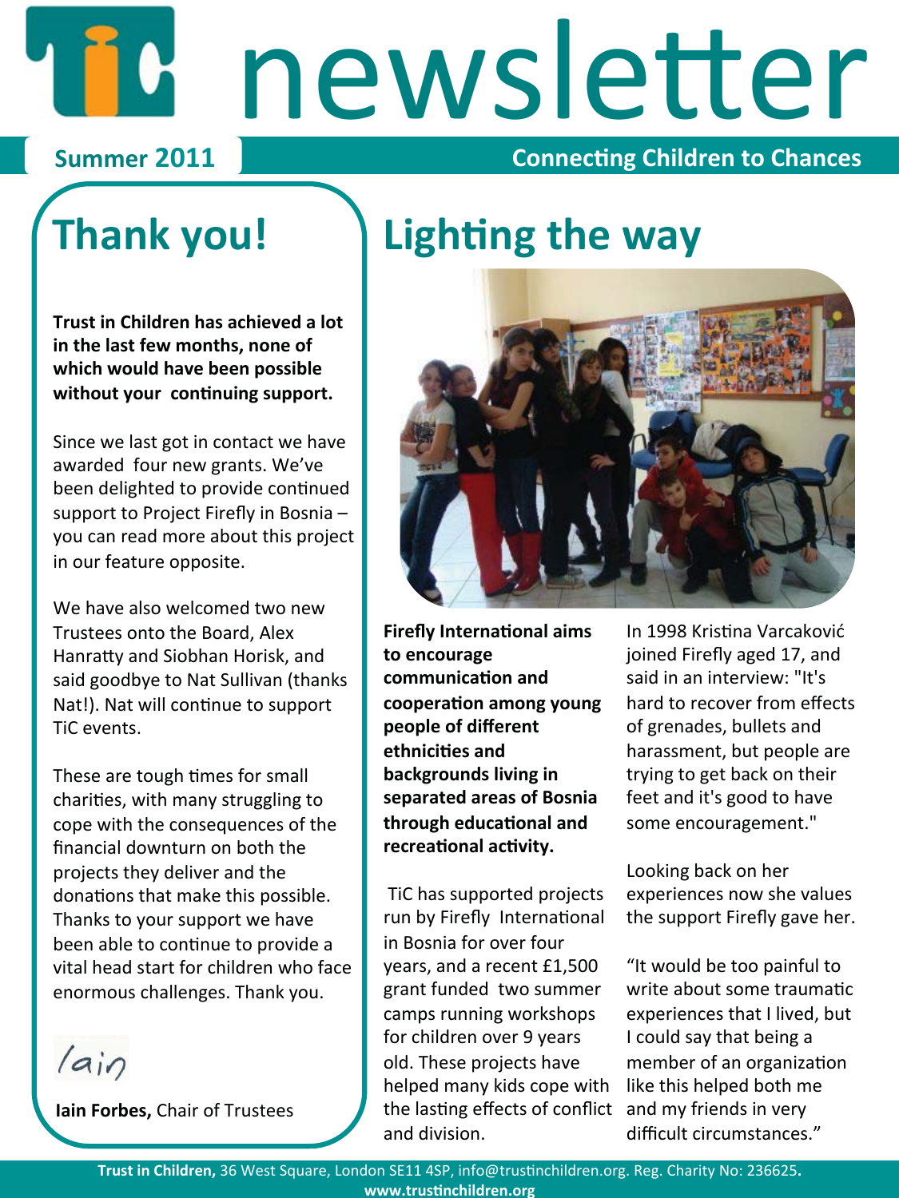# newsletter

**Summer 2011** — **Connecting Children to Chances**

## Thank you!

**Trust in Children has achieved a lot in the last few months, none of which would have been possible without your continuing support.**

Since we last got in contact we have awarded four new grants. We've been delighted to provide continued support to Project Firefly in Bosnia – you can read more about this project in our feature opposite.

We have also welcomed two new Trustees onto the Board, Alex Hanratty and Siobhan Horisk, and said goodbye to Nat Sullivan (thanks Nat!). Nat will continue to support TiC events.

These are tough times for small charities, with many struggling to cope with the consequences of the financial downturn on both the projects they deliver and the donations that make this possible. Thanks to your support we have been able to continue to provide a vital head start for children who face enormous challenges. Thank you.

Iain

**Iain Forbes,** Chair of Trustees

## Lighting the way

**Firefly International aims to encourage communication and cooperation among young people of different ethnicities and backgrounds living in separated areas of Bosnia through educational and recreational activity.**

TiC has supported projects run by Firefly International in Bosnia for over four years, and a recent £1,500 grant funded two summer camps running workshops for children over 9 years old. These projects have helped many kids cope with the lasting effects of conflict and division.

In 1998 Kristina Varcaković joined Firefly aged 17, and said in an interview: "It's hard to recover from effects of grenades, bullets and harassment, but people are trying to get back on their feet and it's good to have some encouragement."

Looking back on her experiences now she values the support Firefly gave her.

"It would be too painful to write about some traumatic experiences that I lived, but I could say that being a member of an organization like this helped both me and my friends in very difficult circumstances."

**Trust in Children,** 36 West Square, London SE11 4SP, info@trustinchildren.org. Reg. Charity No: 236625.
**www.trustinchildren.org**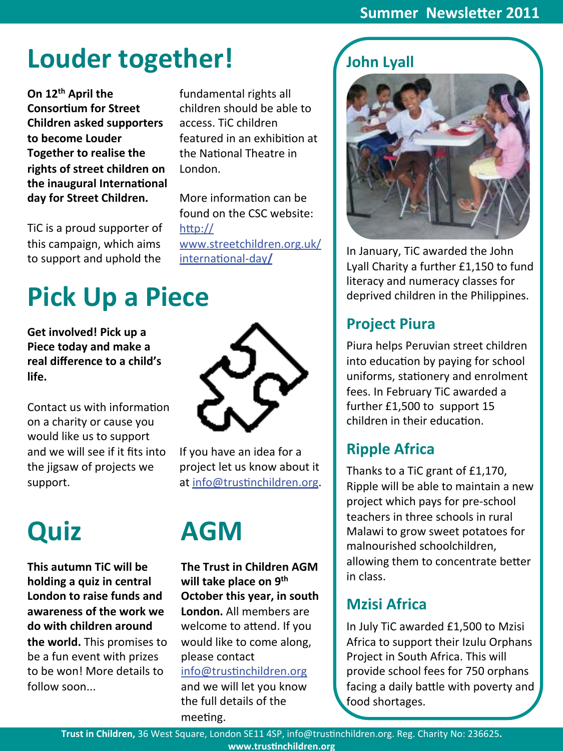# Louder together!

**On 12th April the Consortium for Street Children asked supporters to become Louder Together to realise the rights of street children on the inaugural International day for Street Children.**

TiC is a proud supporter of this campaign, which aims to support and uphold the fundamental rights all children should be able to access. TiC children featured in an exhibition at the National Theatre in London.

More information can be found on the CSC website: http://www.streetchildren.org.uk/international-day/

# Pick Up a Piece

**Get involved! Pick up a Piece today and make a real difference to a child's life.**

Contact us with information on a charity or cause you would like us to support and we will see if it fits into the jigsaw of projects we support.

If you have an idea for a project let us know about it at info@trustinchildren.org.

# Quiz

**This autumn TiC will be holding a quiz in central London to raise funds and awareness of the work we do with children around the world.** This promises to be a fun event with prizes to be won! More details to follow soon...

# AGM

**The Trust in Children AGM will take place on 9th October this year, in south London.** All members are welcome to attend. If you would like to come along, please contact info@trustinchildren.org and we will let you know the full details of the meeting.

## John Lyall

In January, TiC awarded the John Lyall Charity a further £1,150 to fund literacy and numeracy classes for deprived children in the Philippines.

## Project Piura

Piura helps Peruvian street children into education by paying for school uniforms, stationery and enrolment fees. In February TiC awarded a further £1,500 to support 15 children in their education.

## Ripple Africa

Thanks to a TiC grant of £1,170, Ripple will be able to maintain a new project which pays for pre-school teachers in three schools in rural Malawi to grow sweet potatoes for malnourished schoolchildren, allowing them to concentrate better in class.

## Mzisi Africa

In July TiC awarded £1,500 to Mzisi Africa to support their Izulu Orphans Project in South Africa. This will provide school fees for 750 orphans facing a daily battle with poverty and food shortages.

**Trust in Children,** 36 West Square, London SE11 4SP, info@trustinchildren.org. Reg. Charity No: 236625.
**www.trustinchildren.org**